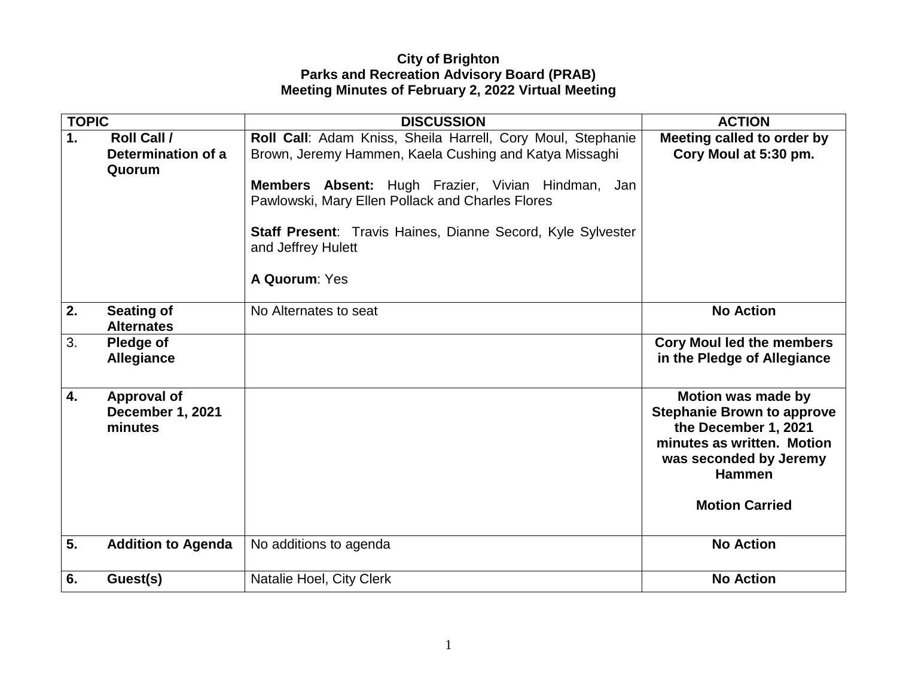**City of Brighton**
**Parks and Recreation Advisory Board (PRAB)**
**Meeting Minutes of February 2, 2022 Virtual Meeting**

| TOPIC | DISCUSSION | ACTION |
|---|---|---|
| **1. Roll Call / Determination of a Quorum** | **Roll Call**: Adam Kniss, Sheila Harrell, Cory Moul, Stephanie Brown, Jeremy Hammen, Kaela Cushing and Katya Missaghi<br><br>**Members Absent:** Hugh Frazier, Vivian Hindman, Jan Pawlowski, Mary Ellen Pollack and Charles Flores<br><br>**Staff Present**: Travis Haines, Dianne Secord, Kyle Sylvester and Jeffrey Hulett<br><br>**A Quorum**: Yes | **Meeting called to order by Cory Moul at 5:30 pm.** |
| **2. Seating of Alternates** | No Alternates to seat | **No Action** |
| 3. **Pledge of Allegiance** | | **Cory Moul led the members in the Pledge of Allegiance** |
| **4. Approval of December 1, 2021 minutes** | | **Motion was made by Stephanie Brown to approve the December 1, 2021 minutes as written. Motion was seconded by Jeremy Hammen**<br><br>**Motion Carried** |
| **5. Addition to Agenda** | No additions to agenda | **No Action** |
| **6. Guest(s)** | Natalie Hoel, City Clerk | **No Action** |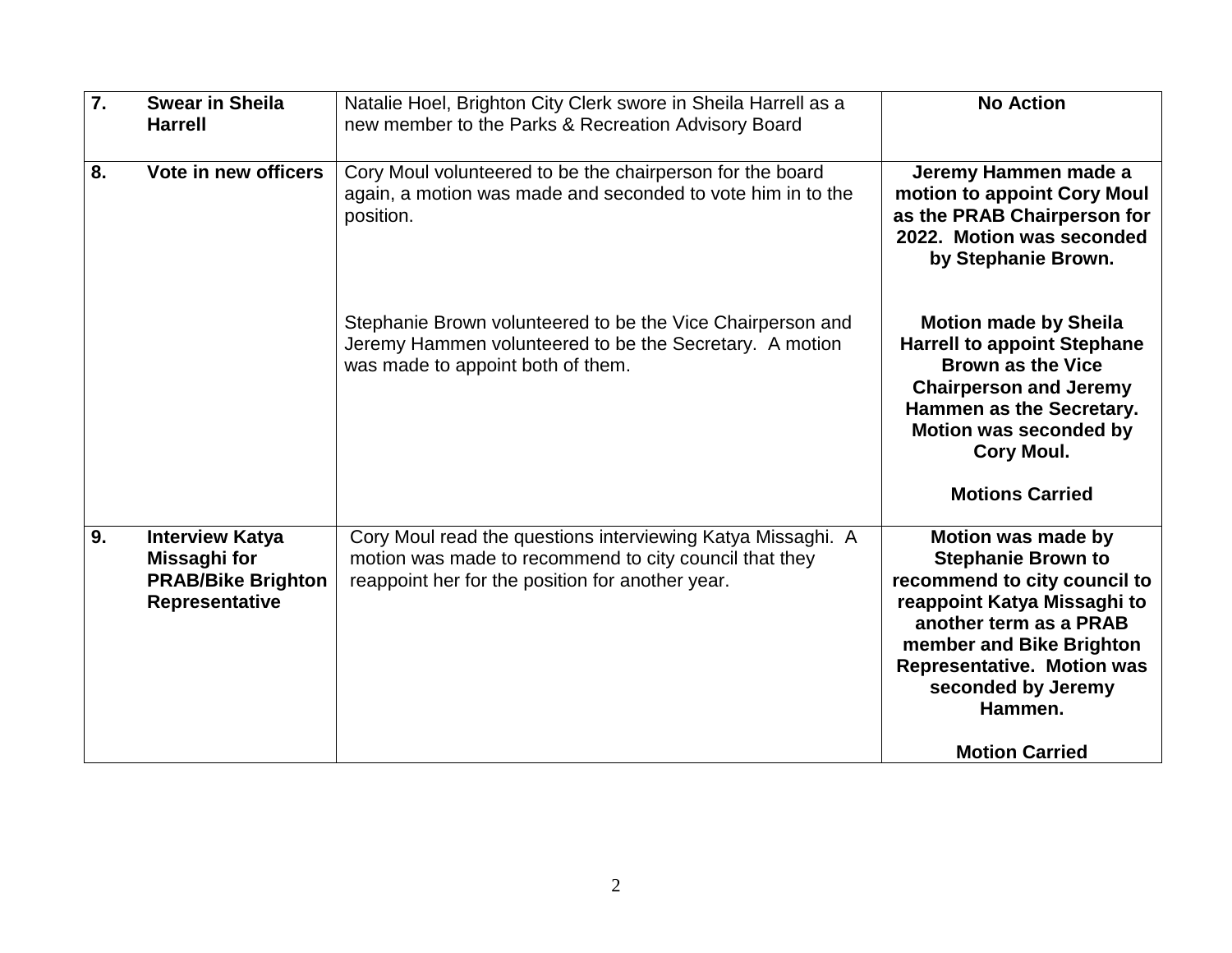| | | | |
|---|---|---|---|
| **7.** | **Swear in Sheila Harrell** | Natalie Hoel, Brighton City Clerk swore in Sheila Harrell as a new member to the Parks & Recreation Advisory Board | **No Action** |
| **8.** | **Vote in new officers** | Cory Moul volunteered to be the chairperson for the board again, a motion was made and seconded to vote him in to the position.<br><br>Stephanie Brown volunteered to be the Vice Chairperson and Jeremy Hammen volunteered to be the Secretary. A motion was made to appoint both of them. | **Jeremy Hammen made a motion to appoint Cory Moul as the PRAB Chairperson for 2022. Motion was seconded by Stephanie Brown.**<br><br>**Motion made by Sheila Harrell to appoint Stephane Brown as the Vice Chairperson and Jeremy Hammen as the Secretary. Motion was seconded by Cory Moul.**<br><br>**Motions Carried** |
| **9.** | **Interview Katya Missaghi for PRAB/Bike Brighton Representative** | Cory Moul read the questions interviewing Katya Missaghi. A motion was made to recommend to city council that they reappoint her for the position for another year. | **Motion was made by Stephanie Brown to recommend to city council to reappoint Katya Missaghi to another term as a PRAB member and Bike Brighton Representative. Motion was seconded by Jeremy Hammen.**<br><br>**Motion Carried** |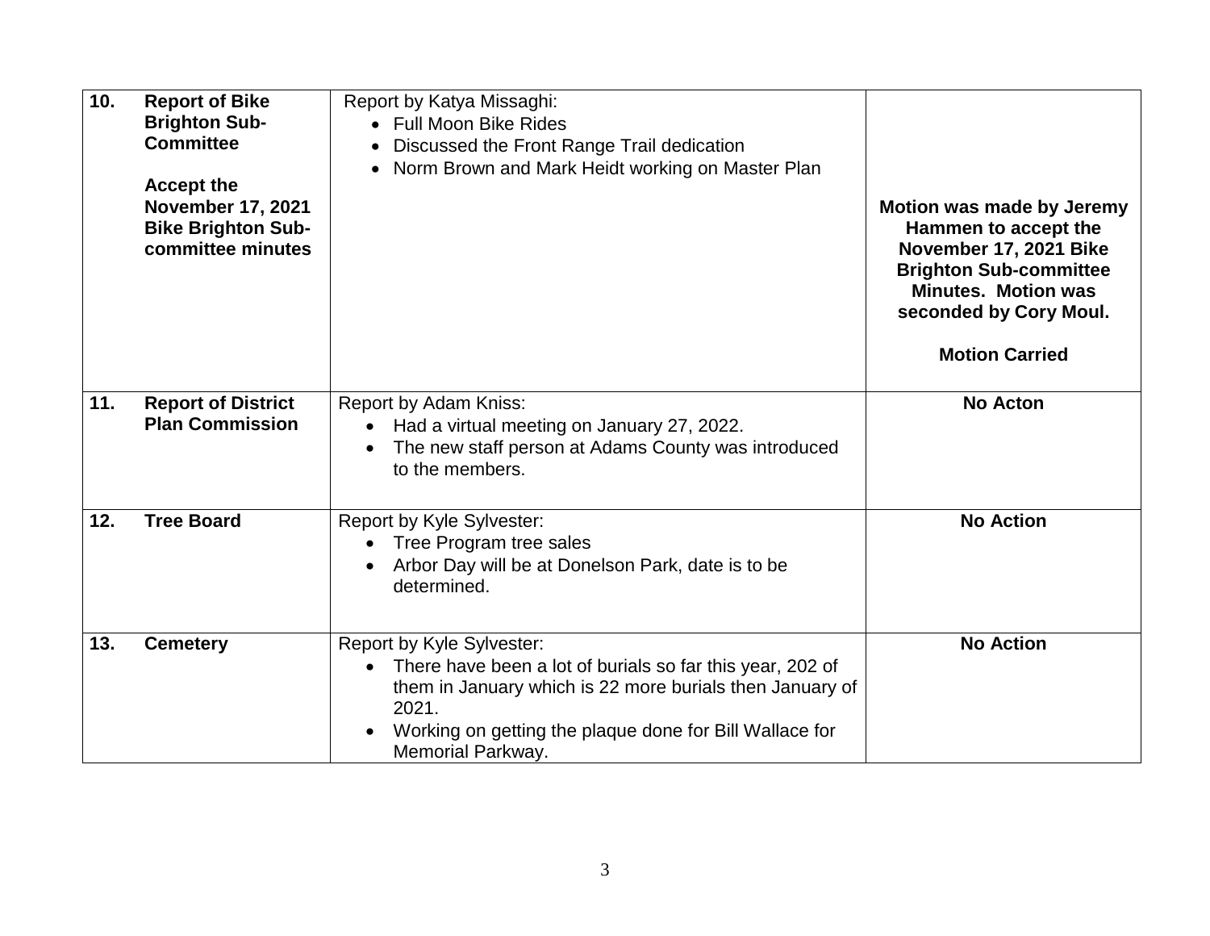| | | | |
|---|---|---|---|
| **10.** | **Report of Bike Brighton Sub-Committee**<br><br>**Accept the November 17, 2021 Bike Brighton Sub-committee minutes** | Report by Katya Missaghi:<br>• Full Moon Bike Rides<br>• Discussed the Front Range Trail dedication<br>• Norm Brown and Mark Heidt working on Master Plan | **Motion was made by Jeremy Hammen to accept the November 17, 2021 Bike Brighton Sub-committee Minutes. Motion was seconded by Cory Moul.**<br><br>**Motion Carried** |
| **11.** | **Report of District Plan Commission** | Report by Adam Kniss:<br>• Had a virtual meeting on January 27, 2022.<br>• The new staff person at Adams County was introduced to the members. | **No Acton** |
| **12.** | **Tree Board** | Report by Kyle Sylvester:<br>• Tree Program tree sales<br>• Arbor Day will be at Donelson Park, date is to be determined. | **No Action** |
| **13.** | **Cemetery** | Report by Kyle Sylvester:<br>• There have been a lot of burials so far this year, 202 of them in January which is 22 more burials then January of 2021.<br>• Working on getting the plaque done for Bill Wallace for Memorial Parkway. | **No Action** |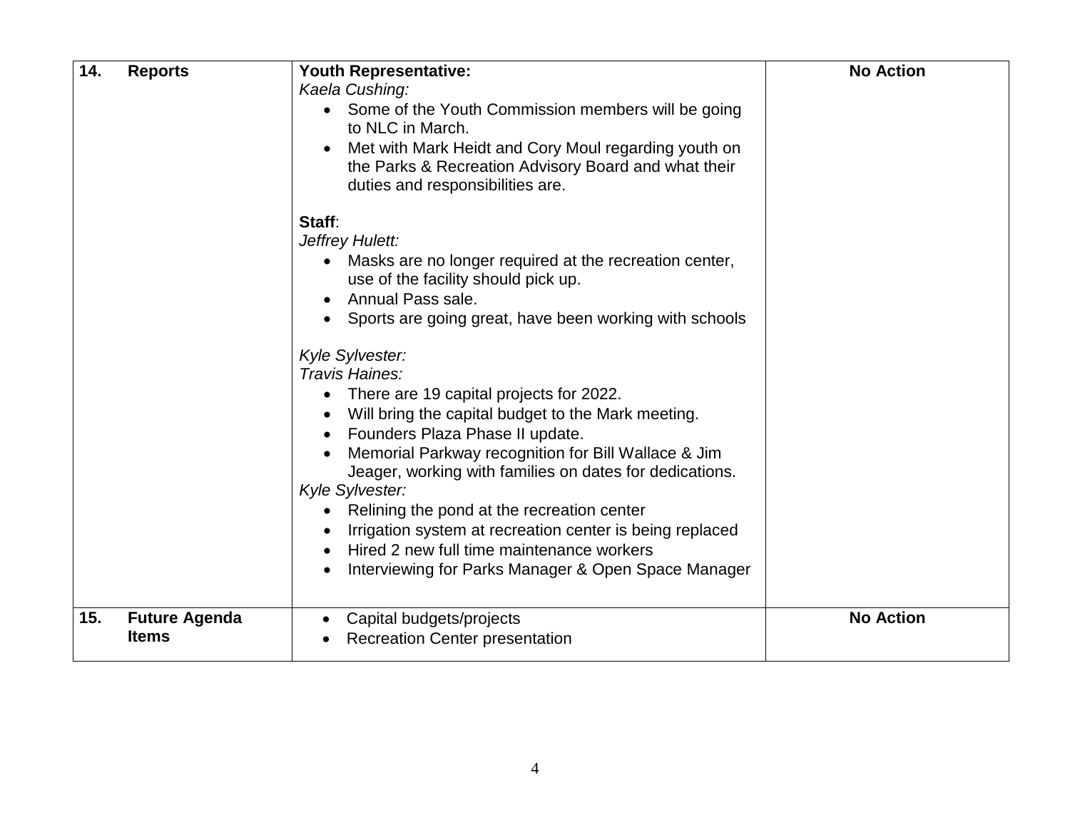| 14. Reports | **Youth Representative:**<br>*Kaela Cushing:*<br>• Some of the Youth Commission members will be going to NLC in March.<br>• Met with Mark Heidt and Cory Moul regarding youth on the Parks & Recreation Advisory Board and what their duties and responsibilities are.<br><br>**Staff**:<br>*Jeffrey Hulett:*<br>• Masks are no longer required at the recreation center, use of the facility should pick up.<br>• Annual Pass sale.<br>• Sports are going great, have been working with schools<br><br>*Kyle Sylvester:*<br>*Travis Haines:*<br>• There are 19 capital projects for 2022.<br>• Will bring the capital budget to the Mark meeting.<br>• Founders Plaza Phase II update.<br>• Memorial Parkway recognition for Bill Wallace & Jim Jeager, working with families on dates for dedications.<br>*Kyle Sylvester:*<br>• Relining the pond at the recreation center<br>• Irrigation system at recreation center is being replaced<br>• Hired 2 new full time maintenance workers<br>• Interviewing for Parks Manager & Open Space Manager | **No Action** |
|---|---|---|
| **15. Future Agenda Items** | • Capital budgets/projects<br>• Recreation Center presentation | **No Action** |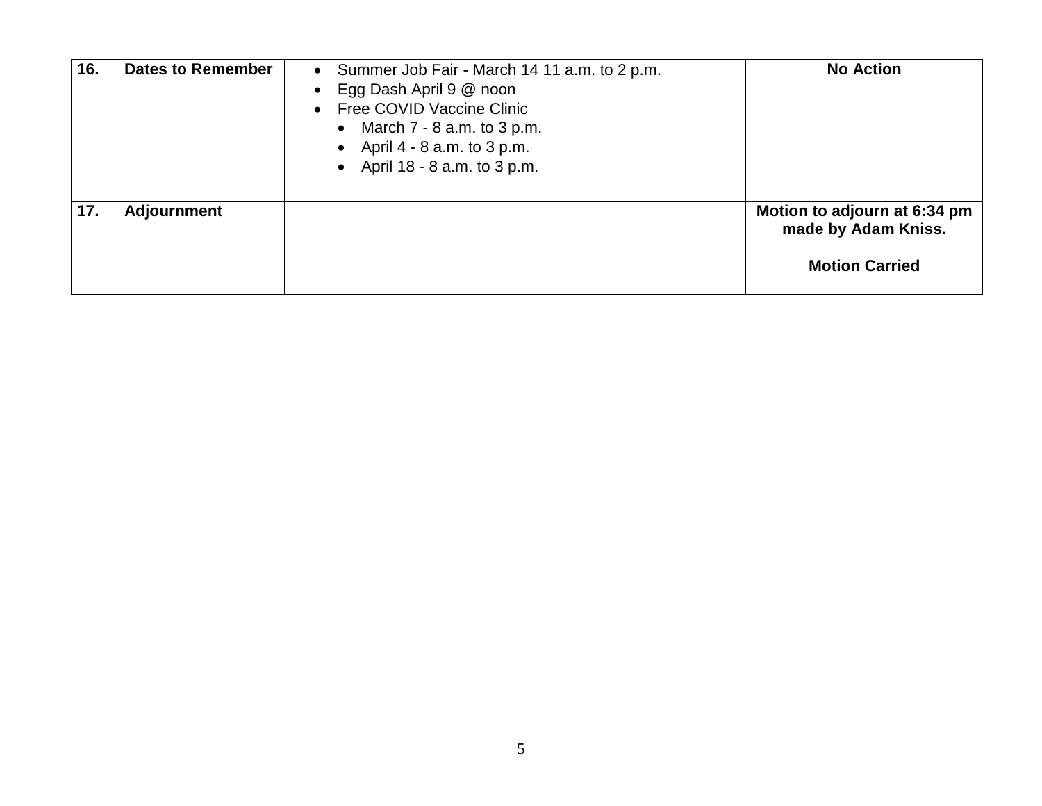| | | |
|---|---|---|
| **16. Dates to Remember** | • Summer Job Fair - March 14 11 a.m. to 2 p.m.<br>• Egg Dash April 9 @ noon<br>• Free COVID Vaccine Clinic<br>  • March 7 - 8 a.m. to 3 p.m.<br>  • April 4 - 8 a.m. to 3 p.m.<br>  • April 18 - 8 a.m. to 3 p.m. | **No Action** |
| **17. Adjournment** | | **Motion to adjourn at 6:34 pm made by Adam Kniss.**<br><br>**Motion Carried** |